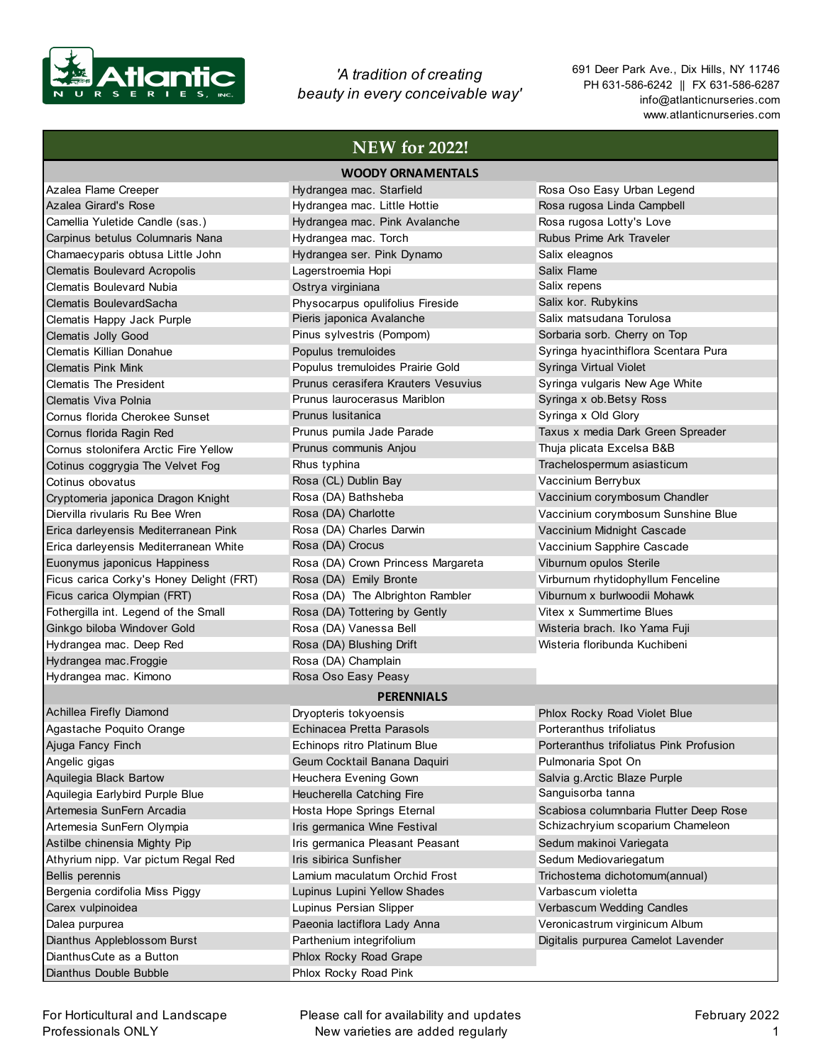Atlantic Nurseries, Inc.

*'A tradition of creating beauty in every conceivable way'*

691 Deer Park Ave., Dix Hills, NY 11746
PH 631-586-6242 || FX 631-586-6287
info@atlanticnurseries.com
www.atlanticnurseries.com

# NEW for 2022!

## WOODY ORNAMENTALS

| | | |
|---|---|---|
| Azalea Flame Creeper | Hydrangea mac. Starfield | Rosa Oso Easy Urban Legend |
| Azalea Girard's Rose | Hydrangea mac. Little Hottie | Rosa rugosa Linda Campbell |
| Camellia Yuletide Candle (sas.) | Hydrangea mac. Pink Avalanche | Rosa rugosa Lotty's Love |
| Carpinus betulus Columnaris Nana | Hydrangea mac. Torch | Rubus Prime Ark Traveler |
| Chamaecyparis obtusa Little John | Hydrangea ser. Pink Dynamo | Salix eleagnos |
| Clematis Boulevard Acropolis | Lagerstroemia Hopi | Salix Flame |
| Clematis Boulevard Nubia | Ostrya virginiana | Salix repens |
| Clematis BoulevardSacha | Physocarpus opulifolius Fireside | Salix kor. Rubykins |
| Clematis Happy Jack Purple | Pieris japonica Avalanche | Salix matsudana Torulosa |
| Clematis Jolly Good | Pinus sylvestris (Pompom) | Sorbaria sorb. Cherry on Top |
| Clematis Killian Donahue | Populus tremuloides | Syringa hyacinthiflora Scentara Pura |
| Clematis Pink Mink | Populus tremuloides Prairie Gold | Syringa Virtual Violet |
| Clematis The President | Prunus cerasifera Krauters Vesuvius | Syringa vulgaris New Age White |
| Clematis Viva Polnia | Prunus laurocerasus Mariblon | Syringa x ob.Betsy Ross |
| Cornus florida Cherokee Sunset | Prunus lusitanica | Syringa x Old Glory |
| Cornus florida Ragin Red | Prunus pumila Jade Parade | Taxus x media Dark Green Spreader |
| Cornus stolonifera Arctic Fire Yellow | Prunus communis Anjou | Thuja plicata Excelsa B&B |
| Cotinus coggrygia The Velvet Fog | Rhus typhina | Trachelospermum asiasticum |
| Cotinus obovatus | Rosa (CL) Dublin Bay | Vaccinium Berrybux |
| Cryptomeria japonica Dragon Knight | Rosa (DA) Bathsheba | Vaccinium corymbosum Chandler |
| Diervilla rivularis Ru Bee Wren | Rosa (DA) Charlotte | Vaccinium corymbosum Sunshine Blue |
| Erica darleyensis Mediterranean Pink | Rosa (DA) Charles Darwin | Vaccinium Midnight Cascade |
| Erica darleyensis Mediterranean White | Rosa (DA) Crocus | Vaccinium Sapphire Cascade |
| Euonymus japonicus Happiness | Rosa (DA) Crown Princess Margareta | Viburnum opulos Sterile |
| Ficus carica Corky's Honey Delight (FRT) | Rosa (DA) Emily Bronte | Virburnum rhytidophyllum Fenceline |
| Ficus carica Olympian (FRT) | Rosa (DA) The Albrighton Rambler | Viburnum x burlwoodii Mohawk |
| Fothergilla int. Legend of the Small | Rosa (DA) Tottering by Gently | Vitex x Summertime Blues |
| Ginkgo biloba Windover Gold | Rosa (DA) Vanessa Bell | Wisteria brach. Iko Yama Fuji |
| Hydrangea mac. Deep Red | Rosa (DA) Blushing Drift | Wisteria floribunda Kuchibeni |
| Hydrangea mac.Froggie | Rosa (DA) Champlain | |
| Hydrangea mac. Kimono | Rosa Oso Easy Peasy | |

## PERENNIALS

| | | |
|---|---|---|
| Achillea Firefly Diamond | Dryopteris tokyoensis | Phlox Rocky Road Violet Blue |
| Agastache Poquito Orange | Echinacea Pretta Parasols | Porteranthus trifoliatus |
| Ajuga Fancy Finch | Echinops ritro Platinum Blue | Porteranthus trifoliatus Pink Profusion |
| Angelic gigas | Geum Cocktail Banana Daquiri | Pulmonaria Spot On |
| Aquilegia Black Bartow | Heuchera Evening Gown | Salvia g.Arctic Blaze Purple |
| Aquilegia Earlybird Purple Blue | Heucherella Catching Fire | Sanguisorba tanna |
| Artemesia SunFern Arcadia | Hosta Hope Springs Eternal | Scabiosa columnbaria Flutter Deep Rose |
| Artemesia SunFern Olympia | Iris germanica Wine Festival | Schizachryium scoparium Chameleon |
| Astilbe chinensia Mighty Pip | Iris germanica Pleasant Peasant | Sedum makinoi Variegata |
| Athyrium nipp. Var pictum Regal Red | Iris sibirica Sunfisher | Sedum Mediovariegatum |
| Bellis perennis | Lamium maculatum Orchid Frost | Trichostema dichotomum(annual) |
| Bergenia cordifolia Miss Piggy | Lupinus Lupini Yellow Shades | Varbascum violetta |
| Carex vulpinoidea | Lupinus Persian Slipper | Verbascum Wedding Candles |
| Dalea purpurea | Paeonia lactiflora Lady Anna | Veronicastrum virginicum Album |
| Dianthus Appleblossom Burst | Parthenium integrifolium | Digitalis purpurea Camelot Lavender |
| DianthusCute as a Button | Phlox Rocky Road Grape | |
| Dianthus Double Bubble | Phlox Rocky Road Pink | |

For Horticultural and Landscape Professionals ONLY

Please call for availability and updates
New varieties are added regularly

February 2022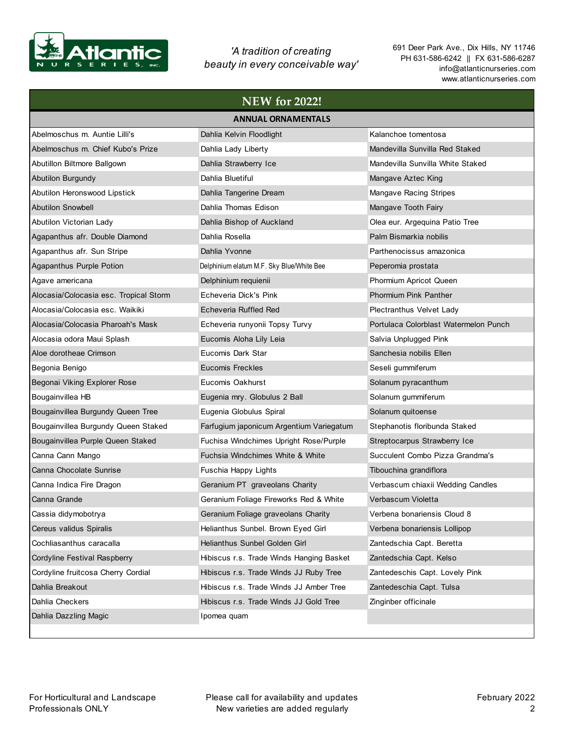Atlantic Nurseries, Inc.

*'A tradition of creating beauty in every conceivable way'*

691 Deer Park Ave., Dix Hills, NY 11746
PH 631-586-6242 || FX 631-586-6287
info@atlanticnurseries.com
www.atlanticnurseries.com

## NEW for 2022!

### ANNUAL ORNAMENTALS

| | | |
|---|---|---|
| Abelmoschus m. Auntie Lilli's | Dahlia Kelvin Floodlight | Kalanchoe tomentosa |
| Abelmoschus m. Chief Kubo's Prize | Dahlia Lady Liberty | Mandevilla Sunvilla Red Staked |
| Abutillon Biltmore Ballgown | Dahlia Strawberry Ice | Mandevilla Sunvilla White Staked |
| Abutilon Burgundy | Dahlia Bluetiful | Mangave Aztec King |
| Abutilon Heronswood Lipstick | Dahlia Tangerine Dream | Mangave Racing Stripes |
| Abutilon Snowbell | Dahlia Thomas Edison | Mangave Tooth Fairy |
| Abutilon Victorian Lady | Dahlia Bishop of Auckland | Olea eur. Argequina Patio Tree |
| Agapanthus afr. Double Diamond | Dahlia Rosella | Palm Bismarkia nobilis |
| Agapanthus afr. Sun Stripe | Dahlia Yvonne | Parthenocissus amazonica |
| Agapanthus Purple Potion | Delphinium elatum M.F. Sky Blue/White Bee | Peperomia prostata |
| Agave americana | Delphinium requienii | Phormium Apricot Queen |
| Alocasia/Colocasia esc. Tropical Storm | Echeveria Dick's Pink | Phormium Pink Panther |
| Alocasia/Colocasia esc. Waikiki | Echeveria Ruffled Red | Plectranthus Velvet Lady |
| Alocasia/Colocasia Pharoah's Mask | Echeveria runyonii Topsy Turvy | Portulaca Colorblast Watermelon Punch |
| Alocasia odora Maui Splash | Eucomis Aloha Lily Leia | Salvia Unplugged Pink |
| Aloe dorotheae Crimson | Eucomis Dark Star | Sanchesia nobilis Ellen |
| Begonia Benigo | Eucomis Freckles | Seseli gummiferum |
| Begonai Viking Explorer Rose | Eucomis Oakhurst | Solanum pyracanthum |
| Bougainvillea HB | Eugenia mry. Globulus 2 Ball | Solanum gummiferum |
| Bougainvillea Burgundy Queen Tree | Eugenia Globulus Spiral | Solanum quitoense |
| Bougainvillea Burgundy Queen Staked | Farfugium japonicum Argentium Variegatum | Stephanotis floribunda Staked |
| Bougainvillea Purple Queen Staked | Fuchisa Windchimes Upright Rose/Purple | Streptocarpus Strawberry Ice |
| Canna Cann Mango | Fuchsia Windchimes White & White | Succulent Combo Pizza Grandma's |
| Canna Chocolate Sunrise | Fuschia Happy Lights | Tibouchina grandiflora |
| Canna Indica Fire Dragon | Geranium PT graveolans Charity | Verbascum chiaxii Wedding Candles |
| Canna Grande | Geranium Foliage Fireworks Red & White | Verbascum Violetta |
| Cassia didymobotrya | Geranium Foliage graveolans Charity | Verbena bonariensis Cloud 8 |
| Cereus validus Spiralis | Helianthus Sunbel. Brown Eyed Girl | Verbena bonariensis Lollipop |
| Cochliasanthus caracalla | Helianthus Sunbel Golden Girl | Zantedschia Capt. Beretta |
| Cordyline Festival Raspberry | Hibiscus r.s. Trade Winds Hanging Basket | Zantedschia Capt. Kelso |
| Cordyline fruitcosa Cherry Cordial | Hibiscus r.s. Trade Winds JJ Ruby Tree | Zantedeschis Capt. Lovely Pink |
| Dahlia Breakout | Hibiscus r.s. Trade Winds JJ Amber Tree | Zantedeschia Capt. Tulsa |
| Dahlia Checkers | Hibiscus r.s. Trade Winds JJ Gold Tree | Zinginber officinale |
| Dahlia Dazzling Magic | Ipomea quam | |

For Horticultural and Landscape Professionals ONLY

Please call for availability and updates
New varieties are added regularly

February 2022